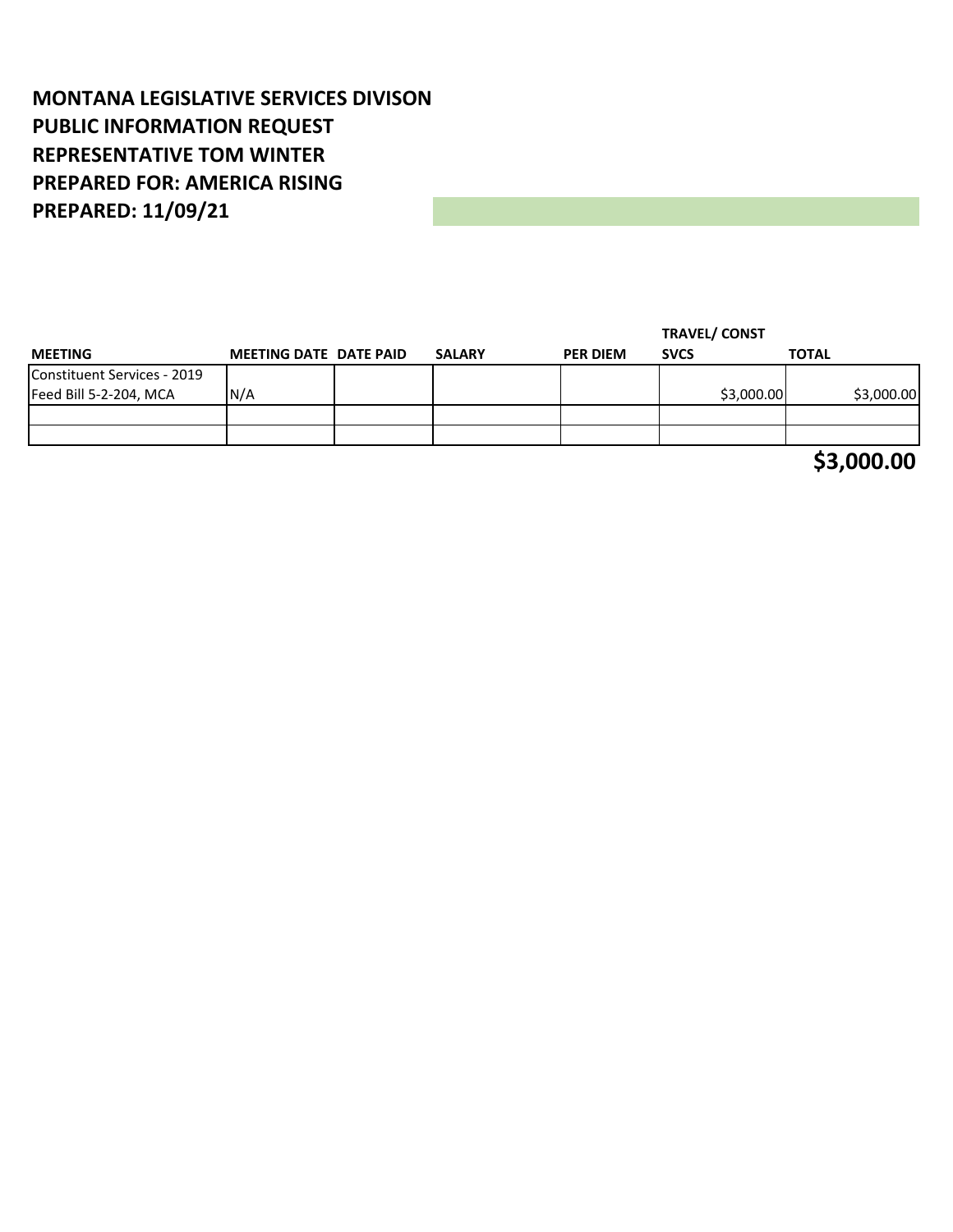**MONTANA LEGISLATIVE SERVICES DIVISON**
**PUBLIC INFORMATION REQUEST**
**REPRESENTATIVE TOM WINTER**
**PREPARED FOR: AMERICA RISING**
**PREPARED: 11/09/21**

| MEETING | MEETING DATE | DATE PAID | SALARY | PER DIEM | TRAVEL/ CONST SVCS | TOTAL |
|---|---|---|---|---|---|---|
| Constituent Services - 2019 Feed Bill 5-2-204, MCA | N/A | | | | $3,000.00 | $3,000.00 |
| | | | | | | |
| | | | | | | |
| | | | | | | **$3,000.00** |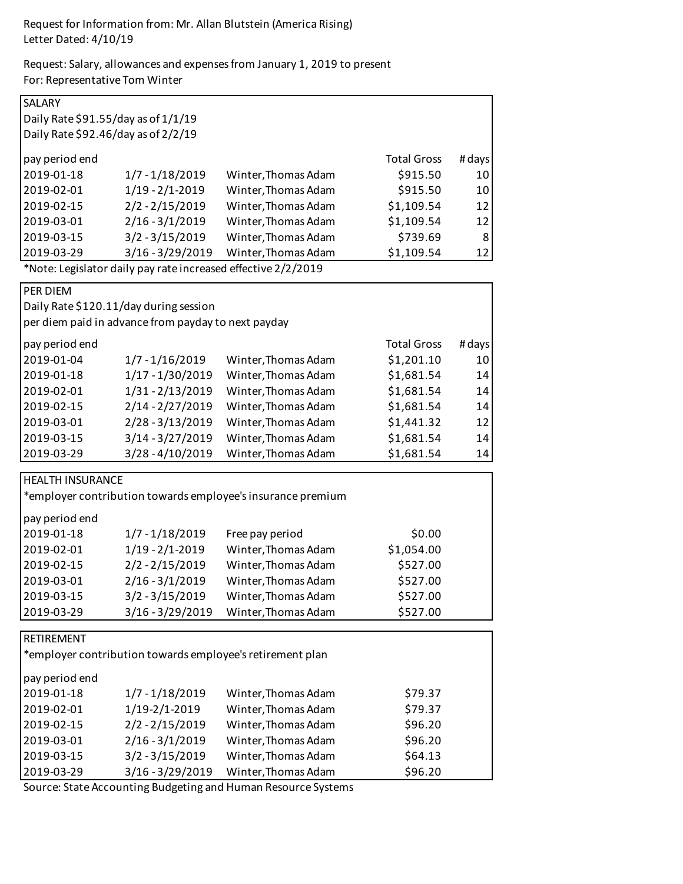Request for Information from: Mr. Allan Blutstein (America Rising)
Letter Dated: 4/10/19

Request: Salary, allowances and expenses from January 1, 2019 to present
For: Representative Tom Winter

| SALARY | | | | |
|---|---|---|---|---|
| Daily Rate $91.55/day as of 1/1/19 | | | | |
| Daily Rate $92.46/day as of 2/2/19 | | | | |
| pay period end | | | Total Gross | # days |
| 2019-01-18 | 1/7 - 1/18/2019 | Winter, Thomas Adam | $915.50 | 10 |
| 2019-02-01 | 1/19 - 2/1-2019 | Winter, Thomas Adam | $915.50 | 10 |
| 2019-02-15 | 2/2 - 2/15/2019 | Winter, Thomas Adam | $1,109.54 | 12 |
| 2019-03-01 | 2/16 - 3/1/2019 | Winter, Thomas Adam | $1,109.54 | 12 |
| 2019-03-15 | 3/2 - 3/15/2019 | Winter, Thomas Adam | $739.69 | 8 |
| 2019-03-29 | 3/16 - 3/29/2019 | Winter, Thomas Adam | $1,109.54 | 12 |

*Note: Legislator daily pay rate increased effective 2/2/2019

| PER DIEM | | | | |
|---|---|---|---|---|
| Daily Rate $120.11/day during session | | | | |
| per diem paid in advance from payday to next payday | | | | |
| pay period end | | | Total Gross | # days |
| 2019-01-04 | 1/7 - 1/16/2019 | Winter, Thomas Adam | $1,201.10 | 10 |
| 2019-01-18 | 1/17 - 1/30/2019 | Winter, Thomas Adam | $1,681.54 | 14 |
| 2019-02-01 | 1/31 - 2/13/2019 | Winter, Thomas Adam | $1,681.54 | 14 |
| 2019-02-15 | 2/14 - 2/27/2019 | Winter, Thomas Adam | $1,681.54 | 14 |
| 2019-03-01 | 2/28 - 3/13/2019 | Winter, Thomas Adam | $1,441.32 | 12 |
| 2019-03-15 | 3/14 - 3/27/2019 | Winter, Thomas Adam | $1,681.54 | 14 |
| 2019-03-29 | 3/28 - 4/10/2019 | Winter, Thomas Adam | $1,681.54 | 14 |

| HEALTH INSURANCE | | | |
|---|---|---|---|
| *employer contribution towards employee's insurance premium | | | |
| pay period end | | | |
| 2019-01-18 | 1/7 - 1/18/2019 | Free pay period | $0.00 |
| 2019-02-01 | 1/19 - 2/1-2019 | Winter, Thomas Adam | $1,054.00 |
| 2019-02-15 | 2/2 - 2/15/2019 | Winter, Thomas Adam | $527.00 |
| 2019-03-01 | 2/16 - 3/1/2019 | Winter, Thomas Adam | $527.00 |
| 2019-03-15 | 3/2 - 3/15/2019 | Winter, Thomas Adam | $527.00 |
| 2019-03-29 | 3/16 - 3/29/2019 | Winter, Thomas Adam | $527.00 |

| RETIREMENT | | | |
|---|---|---|---|
| *employer contribution towards employee's retirement plan | | | |
| pay period end | | | |
| 2019-01-18 | 1/7 - 1/18/2019 | Winter, Thomas Adam | $79.37 |
| 2019-02-01 | 1/19-2/1-2019 | Winter, Thomas Adam | $79.37 |
| 2019-02-15 | 2/2 - 2/15/2019 | Winter, Thomas Adam | $96.20 |
| 2019-03-01 | 2/16 - 3/1/2019 | Winter, Thomas Adam | $96.20 |
| 2019-03-15 | 3/2 - 3/15/2019 | Winter, Thomas Adam | $64.13 |
| 2019-03-29 | 3/16 - 3/29/2019 | Winter, Thomas Adam | $96.20 |

Source: State Accounting Budgeting and Human Resource Systems